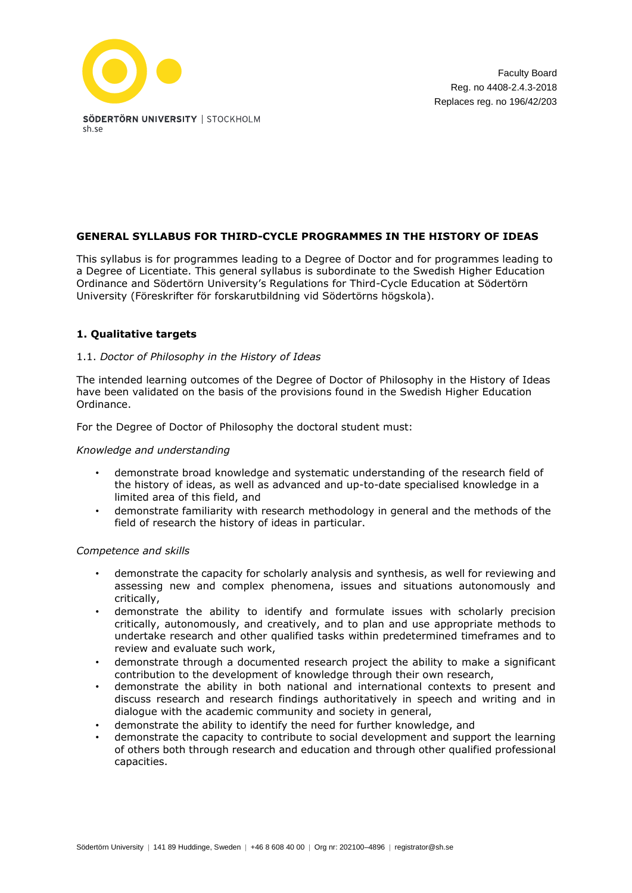Faculty Board
Reg. no 4408-2.4.3-2018
Replaces reg. no 196/42/203

# GENERAL SYLLABUS FOR THIRD-CYCLE PROGRAMMES IN THE HISTORY OF IDEAS

This syllabus is for programmes leading to a Degree of Doctor and for programmes leading to a Degree of Licentiate. This general syllabus is subordinate to the Swedish Higher Education Ordinance and Södertörn University's Regulations for Third-Cycle Education at Södertörn University (Föreskrifter för forskarutbildning vid Södertörns högskola).

## 1. Qualitative targets

### 1.1. *Doctor of Philosophy in the History of Ideas*

The intended learning outcomes of the Degree of Doctor of Philosophy in the History of Ideas have been validated on the basis of the provisions found in the Swedish Higher Education Ordinance.

For the Degree of Doctor of Philosophy the doctoral student must:

*Knowledge and understanding*

- demonstrate broad knowledge and systematic understanding of the research field of the history of ideas, as well as advanced and up-to-date specialised knowledge in a limited area of this field, and
- demonstrate familiarity with research methodology in general and the methods of the field of research the history of ideas in particular.

*Competence and skills*

- demonstrate the capacity for scholarly analysis and synthesis, as well for reviewing and assessing new and complex phenomena, issues and situations autonomously and critically,
- demonstrate the ability to identify and formulate issues with scholarly precision critically, autonomously, and creatively, and to plan and use appropriate methods to undertake research and other qualified tasks within predetermined timeframes and to review and evaluate such work,
- demonstrate through a documented research project the ability to make a significant contribution to the development of knowledge through their own research,
- demonstrate the ability in both national and international contexts to present and discuss research and research findings authoritatively in speech and writing and in dialogue with the academic community and society in general,
- demonstrate the ability to identify the need for further knowledge, and
- demonstrate the capacity to contribute to social development and support the learning of others both through research and education and through other qualified professional capacities.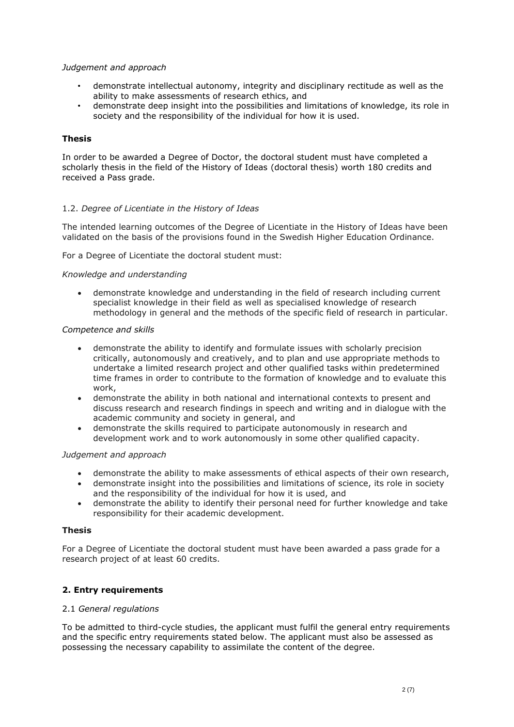*Judgement and approach*

- demonstrate intellectual autonomy, integrity and disciplinary rectitude as well as the ability to make assessments of research ethics, and
- demonstrate deep insight into the possibilities and limitations of knowledge, its role in society and the responsibility of the individual for how it is used.

**Thesis**

In order to be awarded a Degree of Doctor, the doctoral student must have completed a scholarly thesis in the field of the History of Ideas (doctoral thesis) worth 180 credits and received a Pass grade.

1.2. *Degree of Licentiate in the History of Ideas*

The intended learning outcomes of the Degree of Licentiate in the History of Ideas have been validated on the basis of the provisions found in the Swedish Higher Education Ordinance.

For a Degree of Licentiate the doctoral student must:

*Knowledge and understanding*

- demonstrate knowledge and understanding in the field of research including current specialist knowledge in their field as well as specialised knowledge of research methodology in general and the methods of the specific field of research in particular.

*Competence and skills*

- demonstrate the ability to identify and formulate issues with scholarly precision critically, autonomously and creatively, and to plan and use appropriate methods to undertake a limited research project and other qualified tasks within predetermined time frames in order to contribute to the formation of knowledge and to evaluate this work,
- demonstrate the ability in both national and international contexts to present and discuss research and research findings in speech and writing and in dialogue with the academic community and society in general, and
- demonstrate the skills required to participate autonomously in research and development work and to work autonomously in some other qualified capacity.

*Judgement and approach*

- demonstrate the ability to make assessments of ethical aspects of their own research,
- demonstrate insight into the possibilities and limitations of science, its role in society and the responsibility of the individual for how it is used, and
- demonstrate the ability to identify their personal need for further knowledge and take responsibility for their academic development.

**Thesis**

For a Degree of Licentiate the doctoral student must have been awarded a pass grade for a research project of at least 60 credits.

## 2. Entry requirements

2.1 *General regulations*

To be admitted to third-cycle studies, the applicant must fulfil the general entry requirements and the specific entry requirements stated below. The applicant must also be assessed as possessing the necessary capability to assimilate the content of the degree.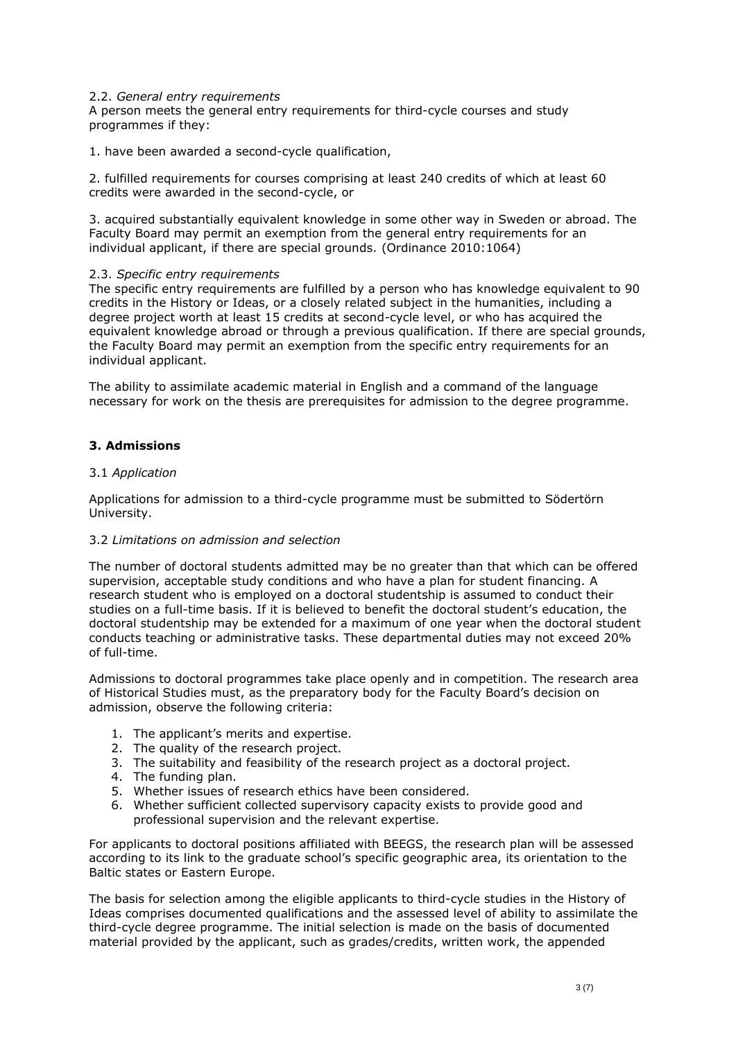2.2. *General entry requirements*
A person meets the general entry requirements for third-cycle courses and study programmes if they:

1. have been awarded a second-cycle qualification,

2. fulfilled requirements for courses comprising at least 240 credits of which at least 60 credits were awarded in the second-cycle, or

3. acquired substantially equivalent knowledge in some other way in Sweden or abroad. The Faculty Board may permit an exemption from the general entry requirements for an individual applicant, if there are special grounds. (Ordinance 2010:1064)

2.3. *Specific entry requirements*
The specific entry requirements are fulfilled by a person who has knowledge equivalent to 90 credits in the History or Ideas, or a closely related subject in the humanities, including a degree project worth at least 15 credits at second-cycle level, or who has acquired the equivalent knowledge abroad or through a previous qualification. If there are special grounds, the Faculty Board may permit an exemption from the specific entry requirements for an individual applicant.

The ability to assimilate academic material in English and a command of the language necessary for work on the thesis are prerequisites for admission to the degree programme.

## 3. Admissions

3.1 *Application*

Applications for admission to a third-cycle programme must be submitted to Södertörn University.

3.2 *Limitations on admission and selection*

The number of doctoral students admitted may be no greater than that which can be offered supervision, acceptable study conditions and who have a plan for student financing. A research student who is employed on a doctoral studentship is assumed to conduct their studies on a full-time basis. If it is believed to benefit the doctoral student's education, the doctoral studentship may be extended for a maximum of one year when the doctoral student conducts teaching or administrative tasks. These departmental duties may not exceed 20% of full-time.

Admissions to doctoral programmes take place openly and in competition. The research area of Historical Studies must, as the preparatory body for the Faculty Board's decision on admission, observe the following criteria:

1. The applicant's merits and expertise.
2. The quality of the research project.
3. The suitability and feasibility of the research project as a doctoral project.
4. The funding plan.
5. Whether issues of research ethics have been considered.
6. Whether sufficient collected supervisory capacity exists to provide good and professional supervision and the relevant expertise.

For applicants to doctoral positions affiliated with BEEGS, the research plan will be assessed according to its link to the graduate school's specific geographic area, its orientation to the Baltic states or Eastern Europe.

The basis for selection among the eligible applicants to third-cycle studies in the History of Ideas comprises documented qualifications and the assessed level of ability to assimilate the third-cycle degree programme. The initial selection is made on the basis of documented material provided by the applicant, such as grades/credits, written work, the appended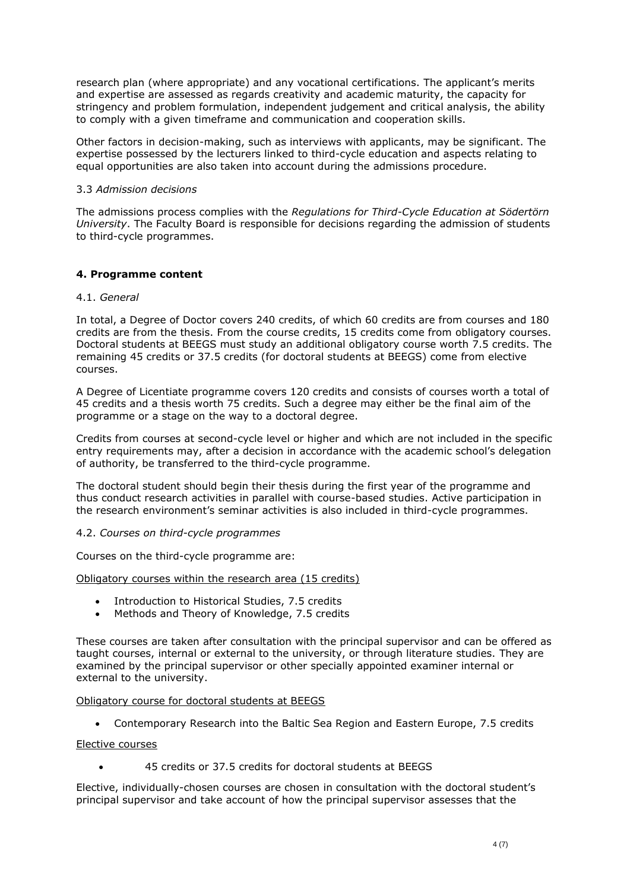research plan (where appropriate) and any vocational certifications. The applicant's merits and expertise are assessed as regards creativity and academic maturity, the capacity for stringency and problem formulation, independent judgement and critical analysis, the ability to comply with a given timeframe and communication and cooperation skills.

Other factors in decision-making, such as interviews with applicants, may be significant. The expertise possessed by the lecturers linked to third-cycle education and aspects relating to equal opportunities are also taken into account during the admissions procedure.

### 3.3 *Admission decisions*

The admissions process complies with the *Regulations for Third-Cycle Education at Södertörn University*. The Faculty Board is responsible for decisions regarding the admission of students to third-cycle programmes.

## 4. Programme content

### 4.1. *General*

In total, a Degree of Doctor covers 240 credits, of which 60 credits are from courses and 180 credits are from the thesis. From the course credits, 15 credits come from obligatory courses. Doctoral students at BEEGS must study an additional obligatory course worth 7.5 credits. The remaining 45 credits or 37.5 credits (for doctoral students at BEEGS) come from elective courses.

A Degree of Licentiate programme covers 120 credits and consists of courses worth a total of 45 credits and a thesis worth 75 credits. Such a degree may either be the final aim of the programme or a stage on the way to a doctoral degree.

Credits from courses at second-cycle level or higher and which are not included in the specific entry requirements may, after a decision in accordance with the academic school's delegation of authority, be transferred to the third-cycle programme.

The doctoral student should begin their thesis during the first year of the programme and thus conduct research activities in parallel with course-based studies. Active participation in the research environment's seminar activities is also included in third-cycle programmes.

### 4.2. *Courses on third-cycle programmes*

Courses on the third-cycle programme are:

<u>Obligatory courses within the research area (15 credits)</u>

- Introduction to Historical Studies, 7.5 credits
- Methods and Theory of Knowledge, 7.5 credits

These courses are taken after consultation with the principal supervisor and can be offered as taught courses, internal or external to the university, or through literature studies. They are examined by the principal supervisor or other specially appointed examiner internal or external to the university.

<u>Obligatory course for doctoral students at BEEGS</u>

- Contemporary Research into the Baltic Sea Region and Eastern Europe, 7.5 credits

<u>Elective courses</u>

- 45 credits or 37.5 credits for doctoral students at BEEGS

Elective, individually-chosen courses are chosen in consultation with the doctoral student's principal supervisor and take account of how the principal supervisor assesses that the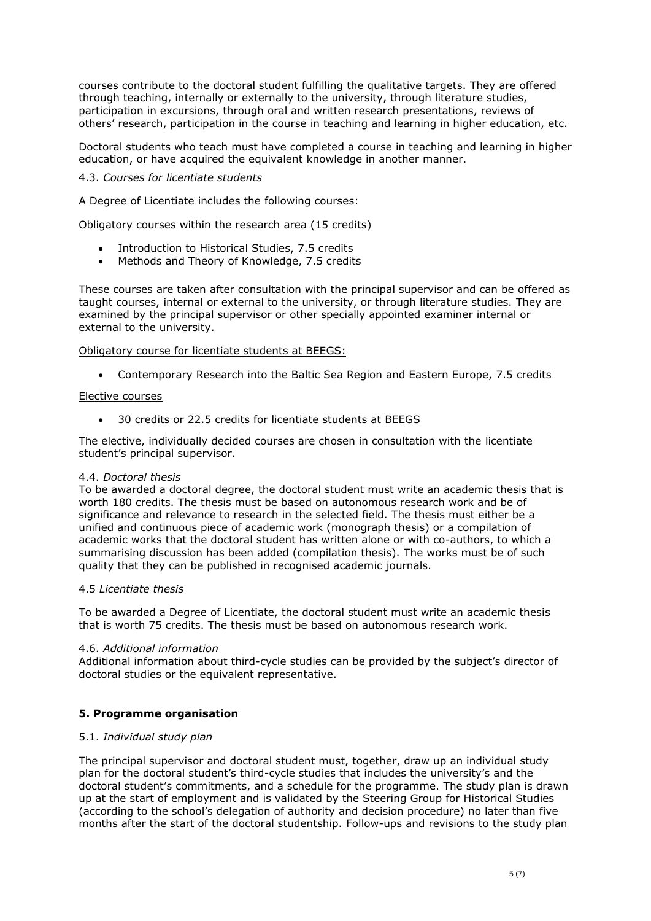courses contribute to the doctoral student fulfilling the qualitative targets. They are offered through teaching, internally or externally to the university, through literature studies, participation in excursions, through oral and written research presentations, reviews of others' research, participation in the course in teaching and learning in higher education, etc.

Doctoral students who teach must have completed a course in teaching and learning in higher education, or have acquired the equivalent knowledge in another manner.

4.3. *Courses for licentiate students*

A Degree of Licentiate includes the following courses:

Obligatory courses within the research area (15 credits)

- Introduction to Historical Studies, 7.5 credits
- Methods and Theory of Knowledge, 7.5 credits

These courses are taken after consultation with the principal supervisor and can be offered as taught courses, internal or external to the university, or through literature studies. They are examined by the principal supervisor or other specially appointed examiner internal or external to the university.

Obligatory course for licentiate students at BEEGS:

- Contemporary Research into the Baltic Sea Region and Eastern Europe, 7.5 credits

Elective courses

- 30 credits or 22.5 credits for licentiate students at BEEGS

The elective, individually decided courses are chosen in consultation with the licentiate student's principal supervisor.

4.4. *Doctoral thesis*
To be awarded a doctoral degree, the doctoral student must write an academic thesis that is worth 180 credits. The thesis must be based on autonomous research work and be of significance and relevance to research in the selected field. The thesis must either be a unified and continuous piece of academic work (monograph thesis) or a compilation of academic works that the doctoral student has written alone or with co-authors, to which a summarising discussion has been added (compilation thesis). The works must be of such quality that they can be published in recognised academic journals.

4.5 *Licentiate thesis*

To be awarded a Degree of Licentiate, the doctoral student must write an academic thesis that is worth 75 credits. The thesis must be based on autonomous research work.

4.6. *Additional information*
Additional information about third-cycle studies can be provided by the subject's director of doctoral studies or the equivalent representative.

## 5. Programme organisation

5.1. *Individual study plan*

The principal supervisor and doctoral student must, together, draw up an individual study plan for the doctoral student's third-cycle studies that includes the university's and the doctoral student's commitments, and a schedule for the programme. The study plan is drawn up at the start of employment and is validated by the Steering Group for Historical Studies (according to the school's delegation of authority and decision procedure) no later than five months after the start of the doctoral studentship. Follow-ups and revisions to the study plan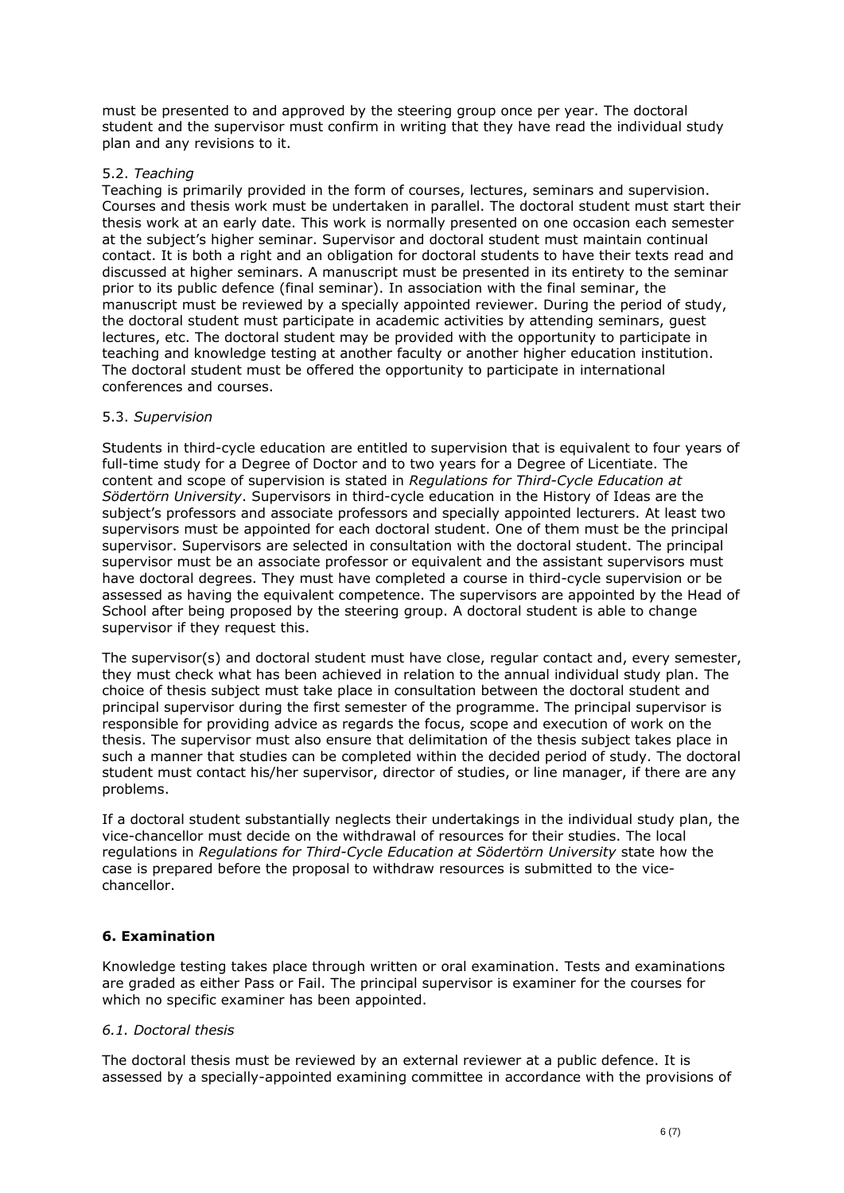must be presented to and approved by the steering group once per year. The doctoral student and the supervisor must confirm in writing that they have read the individual study plan and any revisions to it.

5.2. *Teaching*

Teaching is primarily provided in the form of courses, lectures, seminars and supervision. Courses and thesis work must be undertaken in parallel. The doctoral student must start their thesis work at an early date. This work is normally presented on one occasion each semester at the subject's higher seminar. Supervisor and doctoral student must maintain continual contact. It is both a right and an obligation for doctoral students to have their texts read and discussed at higher seminars. A manuscript must be presented in its entirety to the seminar prior to its public defence (final seminar). In association with the final seminar, the manuscript must be reviewed by a specially appointed reviewer. During the period of study, the doctoral student must participate in academic activities by attending seminars, guest lectures, etc. The doctoral student may be provided with the opportunity to participate in teaching and knowledge testing at another faculty or another higher education institution. The doctoral student must be offered the opportunity to participate in international conferences and courses.

5.3. *Supervision*

Students in third-cycle education are entitled to supervision that is equivalent to four years of full-time study for a Degree of Doctor and to two years for a Degree of Licentiate. The content and scope of supervision is stated in *Regulations for Third-Cycle Education at Södertörn University*. Supervisors in third-cycle education in the History of Ideas are the subject's professors and associate professors and specially appointed lecturers. At least two supervisors must be appointed for each doctoral student. One of them must be the principal supervisor. Supervisors are selected in consultation with the doctoral student. The principal supervisor must be an associate professor or equivalent and the assistant supervisors must have doctoral degrees. They must have completed a course in third-cycle supervision or be assessed as having the equivalent competence. The supervisors are appointed by the Head of School after being proposed by the steering group. A doctoral student is able to change supervisor if they request this.

The supervisor(s) and doctoral student must have close, regular contact and, every semester, they must check what has been achieved in relation to the annual individual study plan. The choice of thesis subject must take place in consultation between the doctoral student and principal supervisor during the first semester of the programme. The principal supervisor is responsible for providing advice as regards the focus, scope and execution of work on the thesis. The supervisor must also ensure that delimitation of the thesis subject takes place in such a manner that studies can be completed within the decided period of study. The doctoral student must contact his/her supervisor, director of studies, or line manager, if there are any problems.

If a doctoral student substantially neglects their undertakings in the individual study plan, the vice-chancellor must decide on the withdrawal of resources for their studies. The local regulations in *Regulations for Third-Cycle Education at Södertörn University* state how the case is prepared before the proposal to withdraw resources is submitted to the vice-chancellor.

## 6. Examination

Knowledge testing takes place through written or oral examination. Tests and examinations are graded as either Pass or Fail. The principal supervisor is examiner for the courses for which no specific examiner has been appointed.

*6.1. Doctoral thesis*

The doctoral thesis must be reviewed by an external reviewer at a public defence. It is assessed by a specially-appointed examining committee in accordance with the provisions of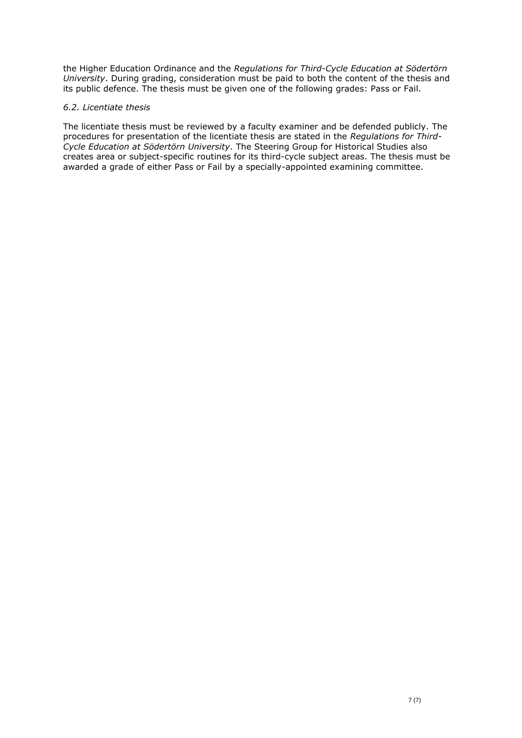the Higher Education Ordinance and the *Regulations for Third-Cycle Education at Södertörn University*. During grading, consideration must be paid to both the content of the thesis and its public defence. The thesis must be given one of the following grades: Pass or Fail.

### *6.2. Licentiate thesis*

The licentiate thesis must be reviewed by a faculty examiner and be defended publicly. The procedures for presentation of the licentiate thesis are stated in the *Regulations for Third-Cycle Education at Södertörn University*. The Steering Group for Historical Studies also creates area or subject-specific routines for its third-cycle subject areas. The thesis must be awarded a grade of either Pass or Fail by a specially-appointed examining committee.